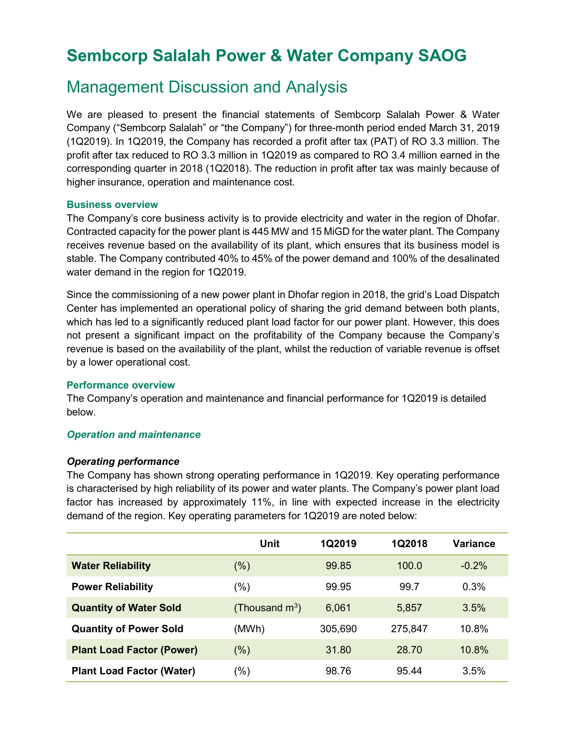# Sembcorp Salalah Power & Water Company SAOG

## Management Discussion and Analysis

We are pleased to present the financial statements of Sembcorp Salalah Power & Water Company ("Sembcorp Salalah" or "the Company") for three-month period ended March 31, 2019 (1Q2019). In 1Q2019, the Company has recorded a profit after tax (PAT) of RO 3.3 million. The profit after tax reduced to RO 3.3 million in 1Q2019 as compared to RO 3.4 million earned in the corresponding quarter in 2018 (1Q2018). The reduction in profit after tax was mainly because of higher insurance, operation and maintenance cost.

### Business overview

The Company's core business activity is to provide electricity and water in the region of Dhofar. Contracted capacity for the power plant is 445 MW and 15 MiGD for the water plant. The Company receives revenue based on the availability of its plant, which ensures that its business model is stable. The Company contributed 40% to 45% of the power demand and 100% of the desalinated water demand in the region for 1Q2019.

Since the commissioning of a new power plant in Dhofar region in 2018, the grid's Load Dispatch Center has implemented an operational policy of sharing the grid demand between both plants, which has led to a significantly reduced plant load factor for our power plant. However, this does not present a significant impact on the profitability of the Company because the Company's revenue is based on the availability of the plant, whilst the reduction of variable revenue is offset by a lower operational cost.

### Performance overview

The Company's operation and maintenance and financial performance for 1Q2019 is detailed below.

#### *Operation and maintenance*

***Operating performance***

The Company has shown strong operating performance in 1Q2019. Key operating performance is characterised by high reliability of its power and water plants. The Company's power plant load factor has increased by approximately 11%, in line with expected increase in the electricity demand of the region. Key operating parameters for 1Q2019 are noted below:

| | Unit | 1Q2019 | 1Q2018 | Variance |
|---|---|---|---|---|
| **Water Reliability** | (%) | 99.85 | 100.0 | -0.2% |
| **Power Reliability** | (%) | 99.95 | 99.7 | 0.3% |
| **Quantity of Water Sold** | (Thousand $m^3$) | 6,061 | 5,857 | 3.5% |
| **Quantity of Power Sold** | (MWh) | 305,690 | 275,847 | 10.8% |
| **Plant Load Factor (Power)** | (%) | 31.80 | 28.70 | 10.8% |
| **Plant Load Factor (Water)** | (%) | 98.76 | 95.44 | 3.5% |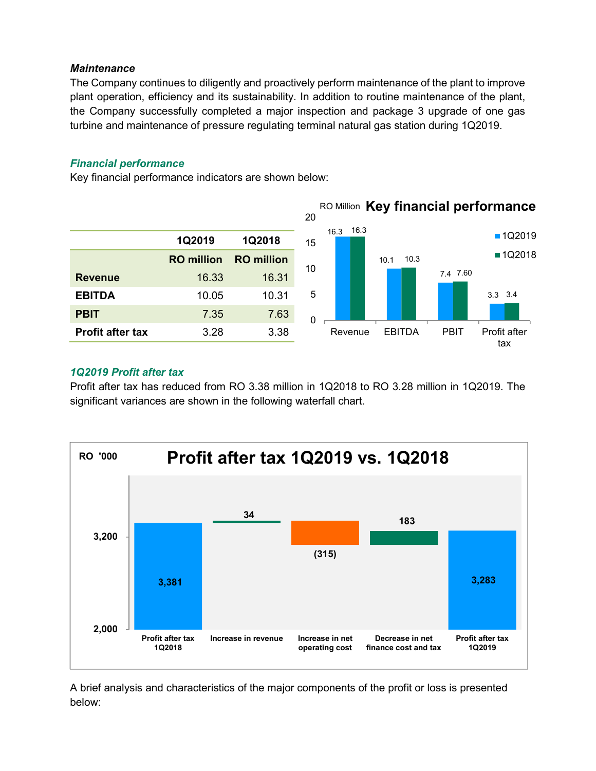***Maintenance***

The Company continues to diligently and proactively perform maintenance of the plant to improve plant operation, efficiency and its sustainability. In addition to routine maintenance of the plant, the Company successfully completed a major inspection and package 3 upgrade of one gas turbine and maintenance of pressure regulating terminal natural gas station during 1Q2019.

***Financial performance***

Key financial performance indicators are shown below:

| | 1Q2019 | 1Q2018 |
|---|---|---|
| | **RO million** | **RO million** |
| **Revenue** | 16.33 | 16.31 |
| **EBITDA** | 10.05 | 10.31 |
| **PBIT** | 7.35 | 7.63 |
| **Profit after tax** | 3.28 | 3.38 |

***1Q2019 Profit after tax***

Profit after tax has reduced from RO 3.38 million in 1Q2018 to RO 3.28 million in 1Q2019. The significant variances are shown in the following waterfall chart.

A brief analysis and characteristics of the major components of the profit or loss is presented below: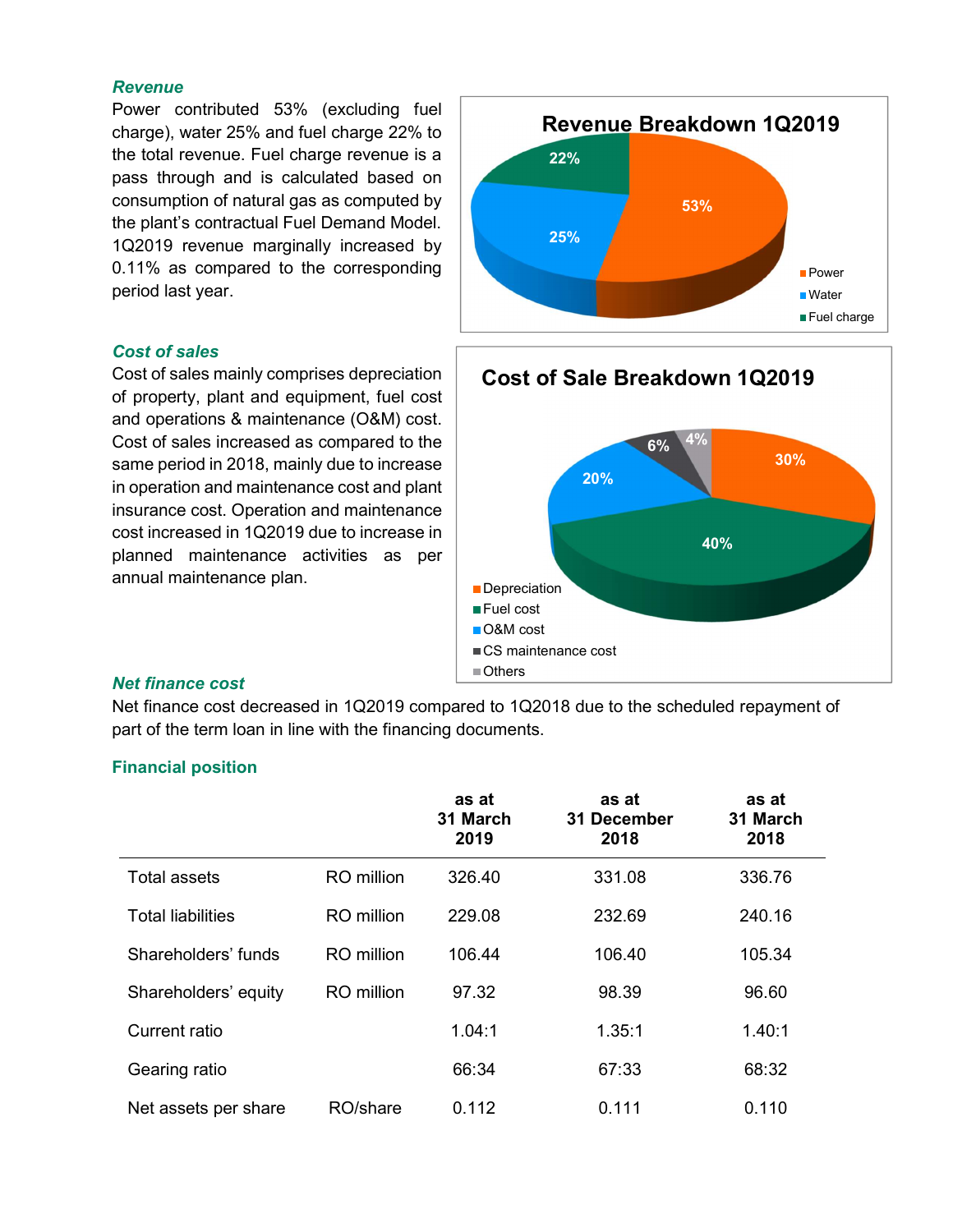### *Revenue*

Power contributed 53% (excluding fuel charge), water 25% and fuel charge 22% to the total revenue. Fuel charge revenue is a pass through and is calculated based on consumption of natural gas as computed by the plant's contractual Fuel Demand Model. 1Q2019 revenue marginally increased by 0.11% as compared to the corresponding period last year.

**Revenue Breakdown 1Q2019**

- Power: 53%
- Water: 25%
- Fuel charge: 22%

### *Cost of sales*

Cost of sales mainly comprises depreciation of property, plant and equipment, fuel cost and operations & maintenance (O&M) cost. Cost of sales increased as compared to the same period in 2018, mainly due to increase in operation and maintenance cost and plant insurance cost. Operation and maintenance cost increased in 1Q2019 due to increase in planned maintenance activities as per annual maintenance plan.

**Cost of Sale Breakdown 1Q2019**

- Depreciation: 30%
- Fuel cost: 40%
- O&M cost: 20%
- CS maintenance cost: 6%
- Others: 4%

### *Net finance cost*

Net finance cost decreased in 1Q2019 compared to 1Q2018 due to the scheduled repayment of part of the term loan in line with the financing documents.

### Financial position

| | | as at 31 March 2019 | as at 31 December 2018 | as at 31 March 2018 |
|---|---|---|---|---|
| Total assets | RO million | 326.40 | 331.08 | 336.76 |
| Total liabilities | RO million | 229.08 | 232.69 | 240.16 |
| Shareholders' funds | RO million | 106.44 | 106.40 | 105.34 |
| Shareholders' equity | RO million | 97.32 | 98.39 | 96.60 |
| Current ratio | | 1.04:1 | 1.35:1 | 1.40:1 |
| Gearing ratio | | 66:34 | 67:33 | 68:32 |
| Net assets per share | RO/share | 0.112 | 0.111 | 0.110 |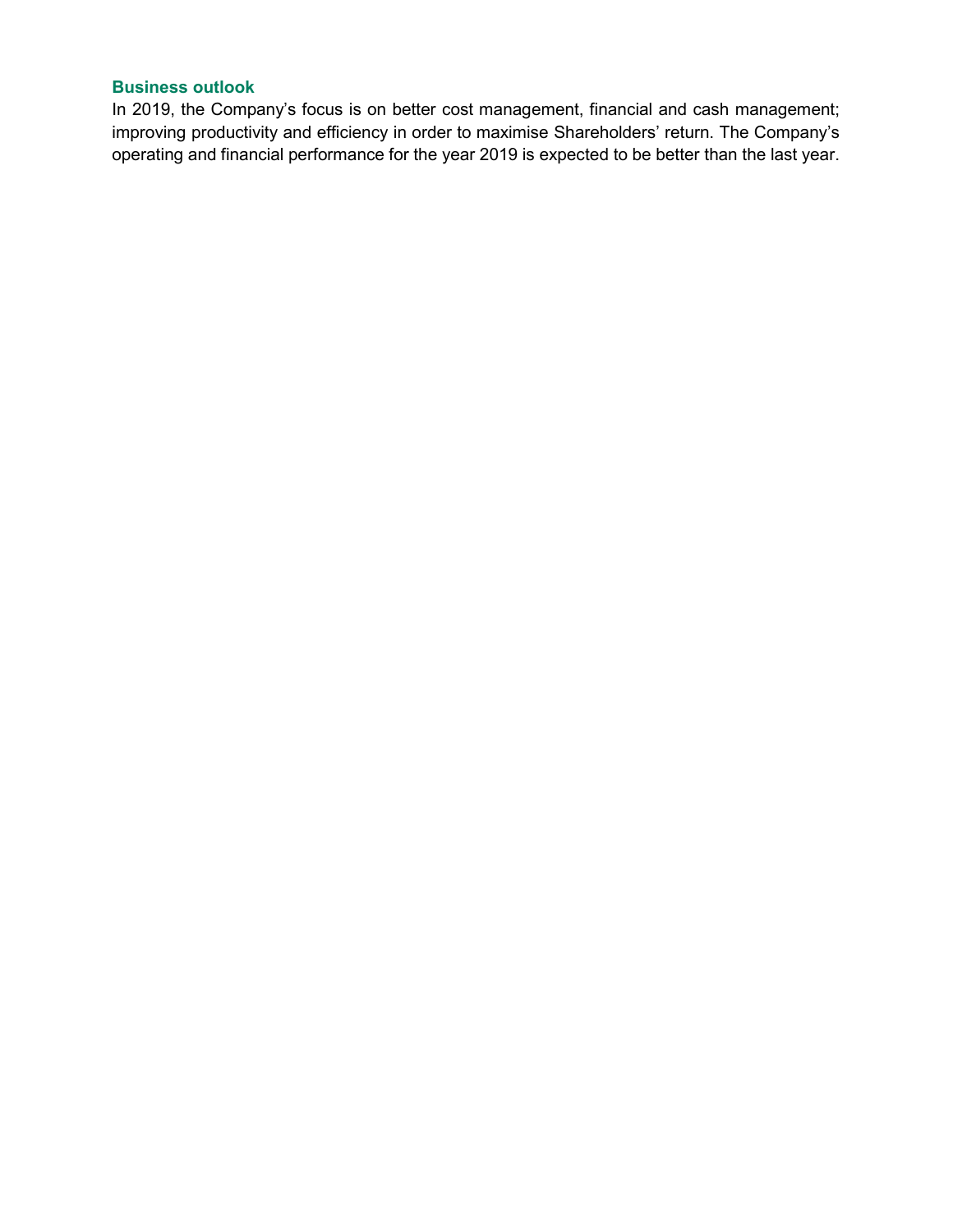### Business outlook

In 2019, the Company's focus is on better cost management, financial and cash management; improving productivity and efficiency in order to maximise Shareholders' return. The Company's operating and financial performance for the year 2019 is expected to be better than the last year.